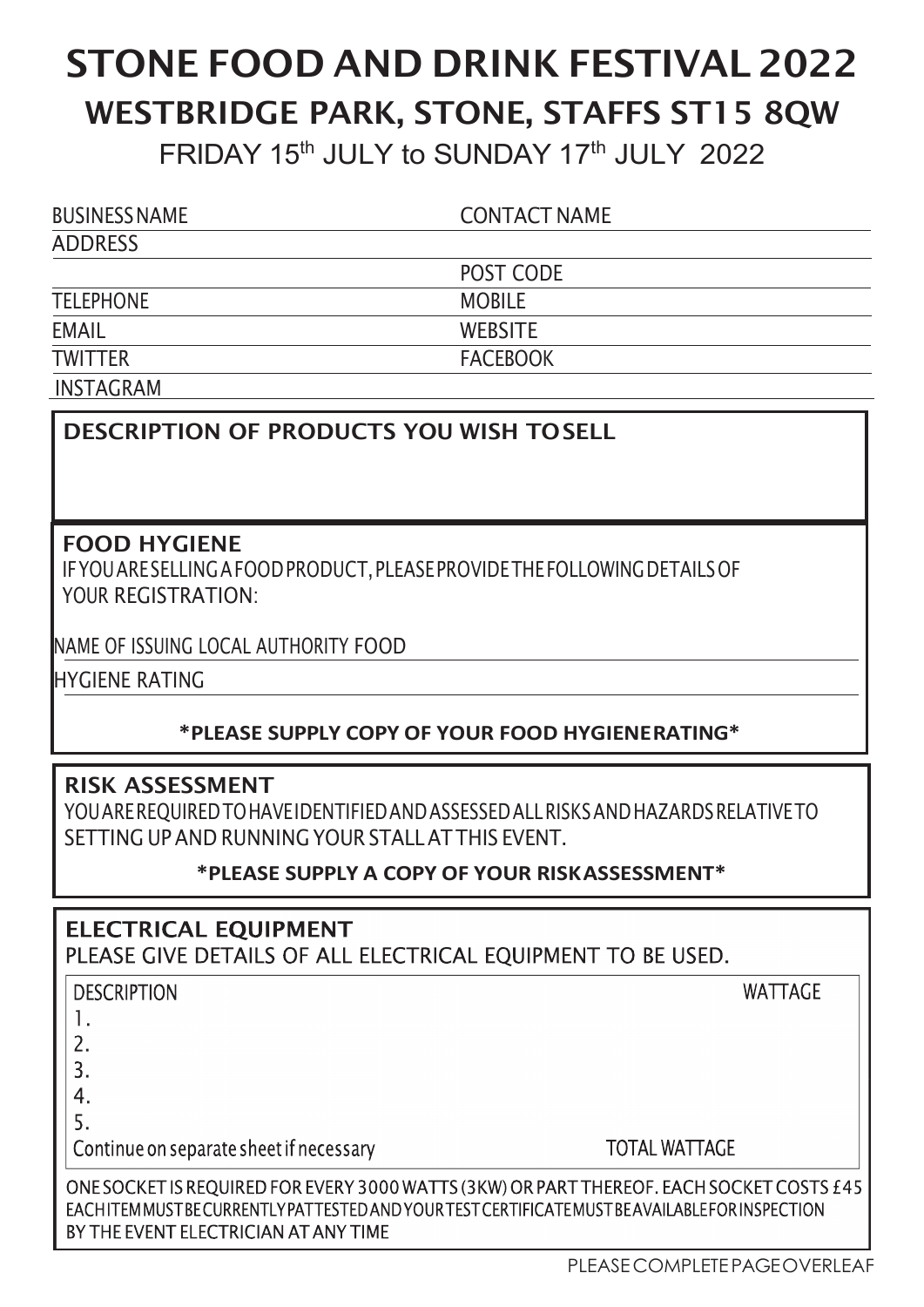# STONE FOOD AND DRINK FESTIVAL 2022

## WESTBRIDGE PARK, STONE, STAFFS ST15 8QW

FRIDAY 15th JULY to SUNDAY 17th JULY 2022

| | |
|---|---|
| BUSINESS NAME | CONTACT NAME |
| ADDRESS | |
| | POST CODE |
| TELEPHONE | MOBILE |
| EMAIL | WEBSITE |
| TWITTER | FACEBOOK |
| INSTAGRAM | |

**DESCRIPTION OF PRODUCTS YOU WISH TO SELL**

**FOOD HYGIENE**

IF YOU ARE SELLING A FOOD PRODUCT, PLEASE PROVIDE THE FOLLOWING DETAILS OF YOUR REGISTRATION:

NAME OF ISSUING LOCAL AUTHORITY FOOD

HYGIENE RATING

**\*PLEASE SUPPLY COPY OF YOUR FOOD HYGIENE RATING\***

**RISK ASSESSMENT**

YOU ARE REQUIRED TO HAVE IDENTIFIED AND ASSESSED ALL RISKS AND HAZARDS RELATIVE TO SETTING UP AND RUNNING YOUR STALL AT THIS EVENT.

**\*PLEASE SUPPLY A COPY OF YOUR RISK ASSESSMENT\***

**ELECTRICAL EQUIPMENT**

PLEASE GIVE DETAILS OF ALL ELECTRICAL EQUIPMENT TO BE USED.

| DESCRIPTION | WATTAGE |
|---|---|
| 1. | |
| 2. | |
| 3. | |
| 4. | |
| 5. | |
| Continue on separate sheet if necessary | TOTAL WATTAGE |

ONE SOCKET IS REQUIRED FOR EVERY 3000 WATTS (3KW) OR PART THEREOF. EACH SOCKET COSTS £45
EACH ITEM MUST BE CURRENTLY PAT TESTED AND YOUR TEST CERTIFICATE MUST BE AVAILABLE FOR INSPECTION BY THE EVENT ELECTRICIAN AT ANY TIME

PLEASE COMPLETE PAGE OVERLEAF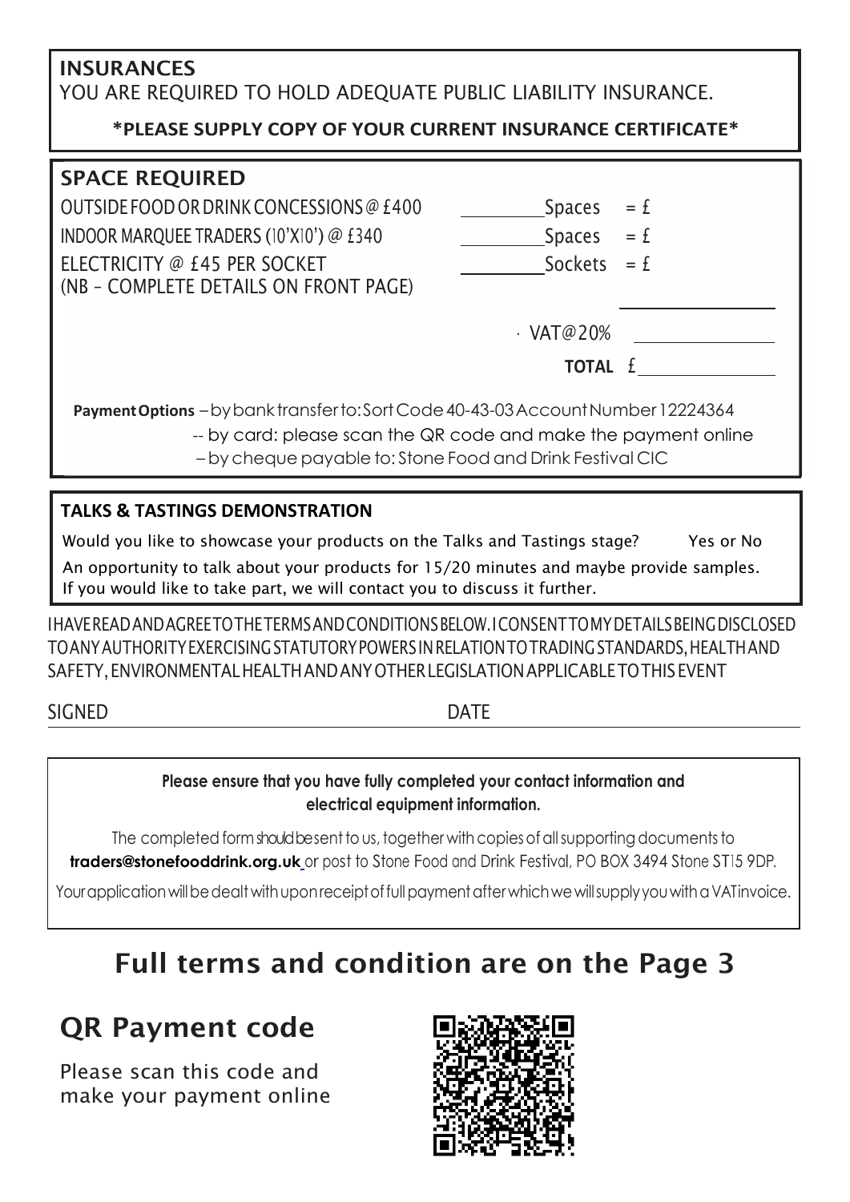## INSURANCES

YOU ARE REQUIRED TO HOLD ADEQUATE PUBLIC LIABILITY INSURANCE.

**\*PLEASE SUPPLY COPY OF YOUR CURRENT INSURANCE CERTIFICATE\***

## SPACE REQUIRED

| | | |
|---|---|---|
| OUTSIDE FOOD OR DRINK CONCESSIONS @ £400 | ________ Spaces | = £ |
| INDOOR MARQUEE TRADERS (10'X10') @ £340 | ________ Spaces | = £ |
| ELECTRICITY @ £45 PER SOCKET (NB – COMPLETE DETAILS ON FRONT PAGE) | ________ Sockets | = £ |
| | | ________ |
| | VAT@20% | ________ |
| | **TOTAL** | £ ________ |

**Payment Options** – by bank transfer to: Sort Code 40-43-03 Account Number 12224364
-- by card: please scan the QR code and make the payment online
– by cheque payable to: Stone Food and Drink Festival CIC

## TALKS & TASTINGS DEMONSTRATION

Would you like to showcase your products on the Talks and Tastings stage? Yes or No

An opportunity to talk about your products for 15/20 minutes and maybe provide samples. If you would like to take part, we will contact you to discuss it further.

I HAVE READ AND AGREE TO THE TERMS AND CONDITIONS BELOW. I CONSENT TO MY DETAILS BEING DISCLOSED TO ANY AUTHORITY EXERCISING STATUTORY POWERS IN RELATION TO TRADING STANDARDS, HEALTH AND SAFETY, ENVIRONMENTAL HEALTH AND ANY OTHER LEGISLATION APPLICABLE TO THIS EVENT

SIGNED DATE

**Please ensure that you have fully completed your contact information and electrical equipment information.**

The completed form should be sent to us, together with copies of all supporting documents to **traders@stonefooddrink.org.uk** or post to Stone Food and Drink Festival, PO BOX 3494 Stone ST15 9DP.

Your application will be dealt with upon receipt of full payment after which we will supply you with a VAT invoice.

# Full terms and condition are on the Page 3

## QR Payment code

Please scan this code and make your payment online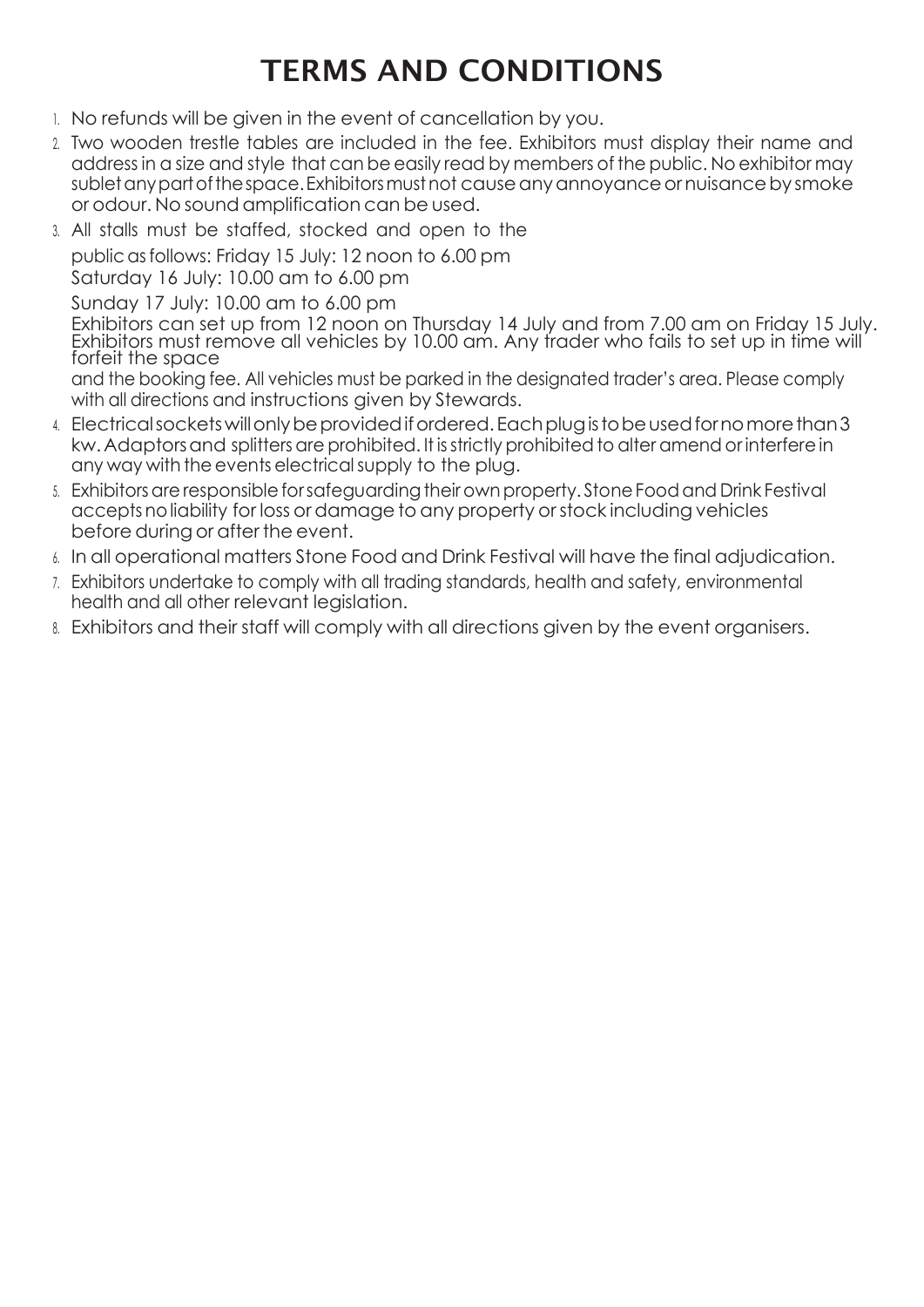# TERMS AND CONDITIONS

1. No refunds will be given in the event of cancellation by you.
2. Two wooden trestle tables are included in the fee. Exhibitors must display their name and address in a size and style that can be easily read by members of the public. No exhibitor may sublet any part of the space. Exhibitors must not cause any annoyance or nuisance by smoke or odour. No sound amplification can be used.
3. All stalls must be staffed, stocked and open to the public as follows: Friday 15 July: 12 noon to 6.00 pm
   Saturday 16 July: 10.00 am to 6.00 pm
   Sunday 17 July: 10.00 am to 6.00 pm
   Exhibitors can set up from 12 noon on Thursday 14 July and from 7.00 am on Friday 15 July. Exhibitors must remove all vehicles by 10.00 am. Any trader who fails to set up in time will forfeit the space and the booking fee. All vehicles must be parked in the designated trader's area. Please comply with all directions and instructions given by Stewards.
4. Electrical sockets will only be provided if ordered. Each plug is to be used for no more than 3 kw. Adaptors and splitters are prohibited. It is strictly prohibited to alter amend or interfere in any way with the events electrical supply to the plug.
5. Exhibitors are responsible for safeguarding their own property. Stone Food and Drink Festival accepts no liability for loss or damage to any property or stock including vehicles before during or after the event.
6. In all operational matters Stone Food and Drink Festival will have the final adjudication.
7. Exhibitors undertake to comply with all trading standards, health and safety, environmental health and all other relevant legislation.
8. Exhibitors and their staff will comply with all directions given by the event organisers.